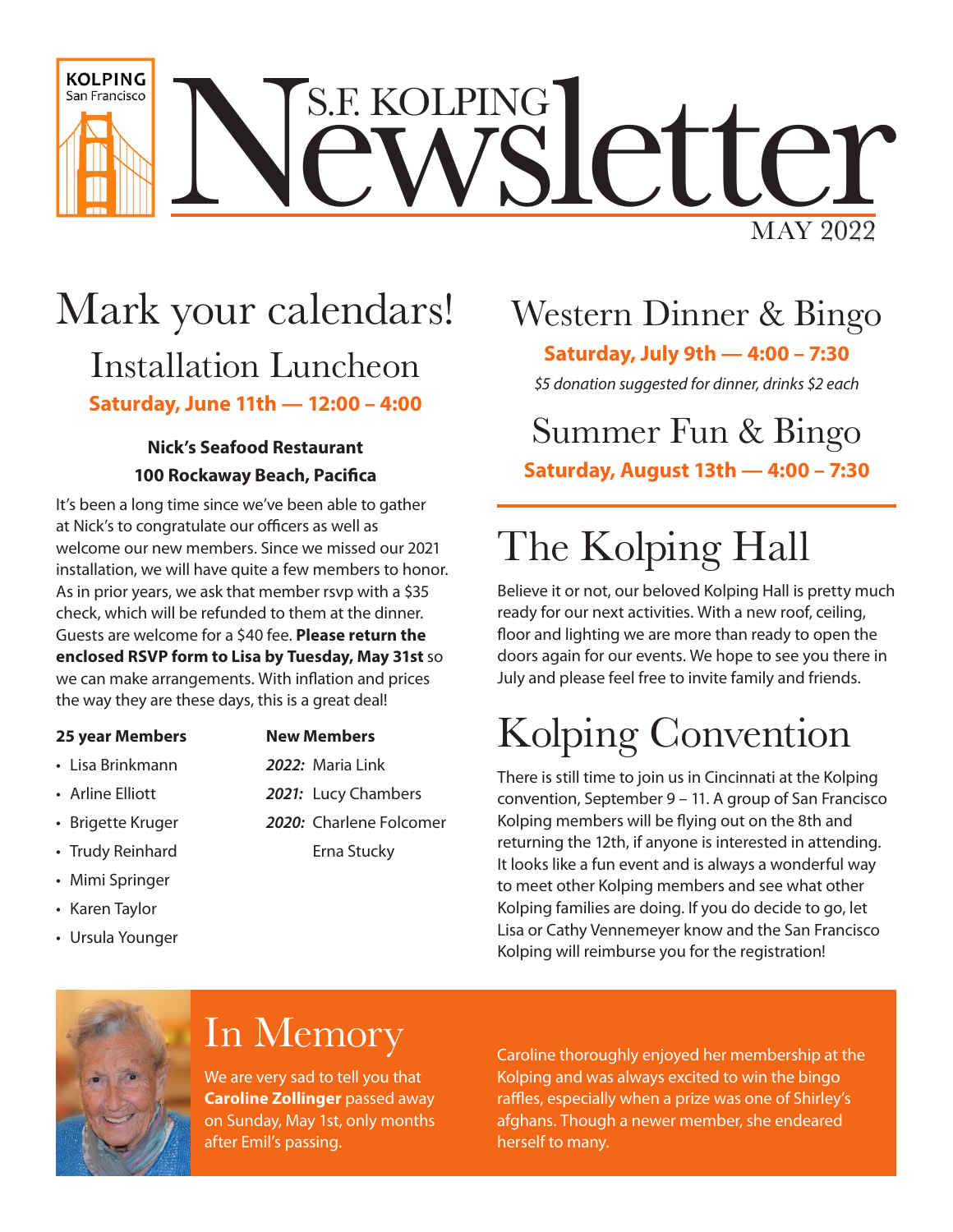# S.F. KOLPING Newsletter

MAY 2022

## Mark your calendars!

### Installation Luncheon

**Saturday, June 11th — 12:00 – 4:00**

**Nick's Seafood Restaurant**
**100 Rockaway Beach, Pacifica**

It's been a long time since we've been able to gather at Nick's to congratulate our officers as well as welcome our new members. Since we missed our 2021 installation, we will have quite a few members to honor. As in prior years, we ask that member rsvp with a $35 check, which will be refunded to them at the dinner. Guests are welcome for a $40 fee. **Please return the enclosed RSVP form to Lisa by Tuesday, May 31st** so we can make arrangements. With inflation and prices the way they are these days, this is a great deal!

**25 year Members**

- Lisa Brinkmann
- Arline Elliott
- Brigette Kruger
- Trudy Reinhard
- Mimi Springer
- Karen Taylor
- Ursula Younger

**New Members**

***2022:*** Maria Link
***2021:*** Lucy Chambers
***2020:*** Charlene Folcomer
Erna Stucky

### Western Dinner & Bingo

**Saturday, July 9th — 4:00 – 7:30**

*$5 donation suggested for dinner, drinks $2 each*

### Summer Fun & Bingo

**Saturday, August 13th — 4:00 – 7:30**

## The Kolping Hall

Believe it or not, our beloved Kolping Hall is pretty much ready for our next activities. With a new roof, ceiling, floor and lighting we are more than ready to open the doors again for our events. We hope to see you there in July and please feel free to invite family and friends.

## Kolping Convention

There is still time to join us in Cincinnati at the Kolping convention, September 9 – 11. A group of San Francisco Kolping members will be flying out on the 8th and returning the 12th, if anyone is interested in attending. It looks like a fun event and is always a wonderful way to meet other Kolping members and see what other Kolping families are doing. If you do decide to go, let Lisa or Cathy Vennemeyer know and the San Francisco Kolping will reimburse you for the registration!

## In Memory

We are very sad to tell you that **Caroline Zollinger** passed away on Sunday, May 1st, only months after Emil's passing.

Caroline thoroughly enjoyed her membership at the Kolping and was always excited to win the bingo raffles, especially when a prize was one of Shirley's afghans. Though a newer member, she endeared herself to many.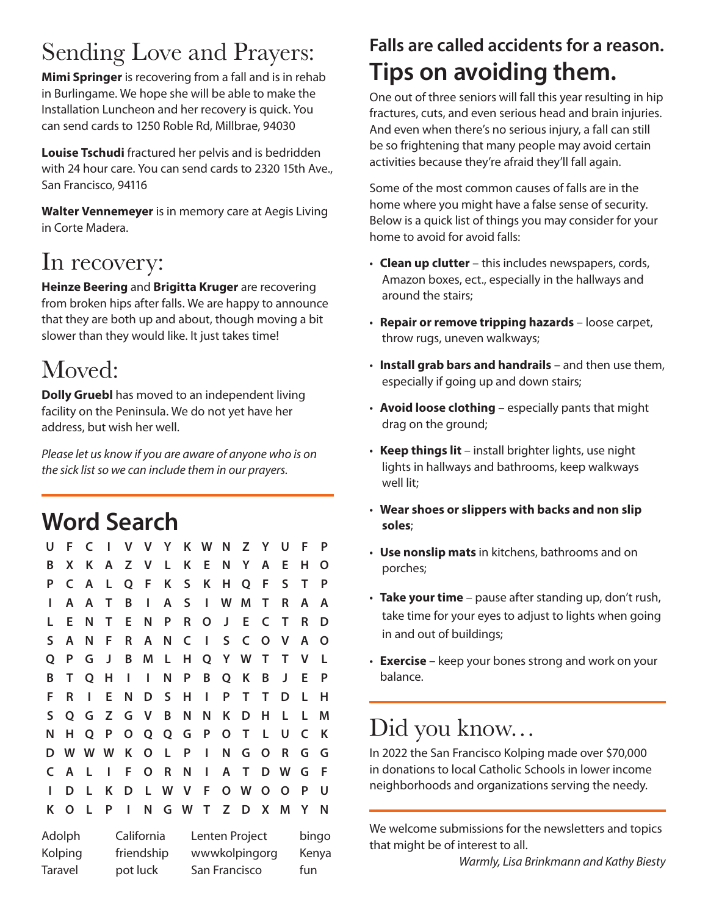# Sending Love and Prayers:

**Mimi Springer** is recovering from a fall and is in rehab in Burlingame. We hope she will be able to make the Installation Luncheon and her recovery is quick. You can send cards to 1250 Roble Rd, Millbrae, 94030

**Louise Tschudi** fractured her pelvis and is bedridden with 24 hour care. You can send cards to 2320 15th Ave., San Francisco, 94116

**Walter Vennemeyer** is in memory care at Aegis Living in Corte Madera.

# In recovery:

**Heinze Beering** and **Brigitta Kruger** are recovering from broken hips after falls. We are happy to announce that they are both up and about, though moving a bit slower than they would like. It just takes time!

# Moved:

**Dolly Gruebl** has moved to an independent living facility on the Peninsula. We do not yet have her address, but wish her well.

*Please let us know if you are aware of anyone who is on the sick list so we can include them in our prayers.*

## Word Search

| | | | | | | | | | | | | | | |
|---|---|---|---|---|---|---|---|---|---|---|---|---|---|---|
| U | F | C | I | V | V | Y | K | W | N | Z | Y | U | F | P |
| B | X | K | A | Z | V | L | K | E | N | Y | A | E | H | O |
| P | C | A | L | Q | F | K | S | K | H | Q | F | S | T | P |
| I | A | A | T | B | I | A | S | I | W | M | T | R | A | A |
| L | E | N | T | E | N | P | R | O | J | E | C | T | R | D |
| S | A | N | F | R | A | N | C | I | S | C | O | V | A | O |
| Q | P | G | J | B | M | L | H | Q | Y | W | T | T | V | L |
| B | T | Q | H | I | I | N | P | B | Q | K | B | J | E | P |
| F | R | I | E | N | D | S | H | I | P | T | T | D | L | H |
| S | Q | G | Z | G | V | B | N | N | K | D | H | L | L | M |
| N | H | Q | P | O | Q | Q | G | P | O | T | L | U | C | K |
| D | W | W | W | K | O | L | P | I | N | G | O | R | G | G |
| C | A | L | I | F | O | R | N | I | A | T | D | W | G | F |
| I | D | L | K | D | L | W | V | F | O | W | O | O | P | U |
| K | O | L | P | I | N | G | W | T | Z | D | X | M | Y | N |

| | | | |
|---|---|---|---|
| Adolph | California | Lenten Project | bingo |
| Kolping | friendship | wwwkolpingorg | Kenya |
| Taravel | pot luck | San Francisco | fun |

### Falls are called accidents for a reason.

## Tips on avoiding them.

One out of three seniors will fall this year resulting in hip fractures, cuts, and even serious head and brain injuries. And even when there's no serious injury, a fall can still be so frightening that many people may avoid certain activities because they're afraid they'll fall again.

Some of the most common causes of falls are in the home where you might have a false sense of security. Below is a quick list of things you may consider for your home to avoid for avoid falls:

- **Clean up clutter** – this includes newspapers, cords, Amazon boxes, ect., especially in the hallways and around the stairs;
- **Repair or remove tripping hazards** – loose carpet, throw rugs, uneven walkways;
- **Install grab bars and handrails** – and then use them, especially if going up and down stairs;
- **Avoid loose clothing** – especially pants that might drag on the ground;
- **Keep things lit** – install brighter lights, use night lights in hallways and bathrooms, keep walkways well lit;
- **Wear shoes or slippers with backs and non slip soles**;
- **Use nonslip mats** in kitchens, bathrooms and on porches;
- **Take your time** – pause after standing up, don't rush, take time for your eyes to adjust to lights when going in and out of buildings;
- **Exercise** – keep your bones strong and work on your balance.

# Did you know…

In 2022 the San Francisco Kolping made over $70,000 in donations to local Catholic Schools in lower income neighborhoods and organizations serving the needy.

We welcome submissions for the newsletters and topics that might be of interest to all.

*Warmly, Lisa Brinkmann and Kathy Biesty*